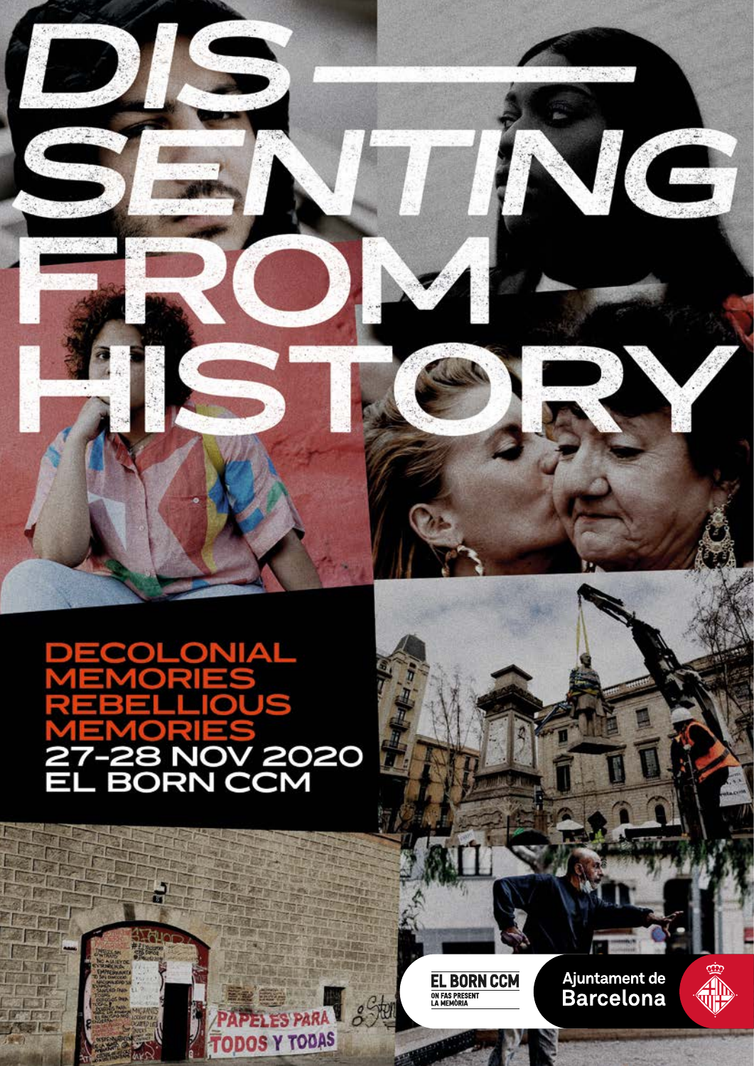# DIS—SENTING FROM HISTORY

DECOLONIAL MEMORIES
REBELLIOUS MEMORIES

27-28 NOV 2020
EL BORN CCM

EL BORN CCM
ON FAS PRESENT LA MEMÒRIA

Ajuntament de Barcelona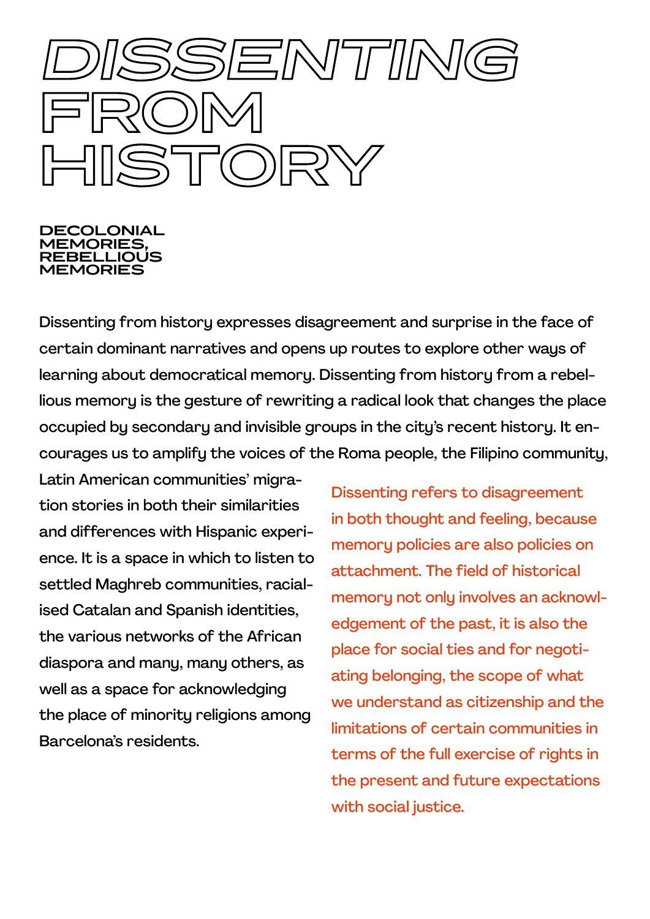# DISSENTING FROM HISTORY

**DECOLONIAL MEMORIES, REBELLIOUS MEMORIES**

Dissenting from history expresses disagreement and surprise in the face of certain dominant narratives and opens up routes to explore other ways of learning about democratical memory. Dissenting from history from a rebellious memory is the gesture of rewriting a radical look that changes the place occupied by secondary and invisible groups in the city's recent history. It encourages us to amplify the voices of the Roma people, the Filipino community, Latin American communities' migration stories in both their similarities and differences with Hispanic experience. It is a space in which to listen to settled Maghreb communities, racialised Catalan and Spanish identities, the various networks of the African diaspora and many, many others, as well as a space for acknowledging the place of minority religions among Barcelona's residents.

Dissenting refers to disagreement in both thought and feeling, because memory policies are also policies on attachment. The field of historical memory not only involves an acknowledgement of the past, it is also the place for social ties and for negotiating belonging, the scope of what we understand as citizenship and the limitations of certain communities in terms of the full exercise of rights in the present and future expectations with social justice.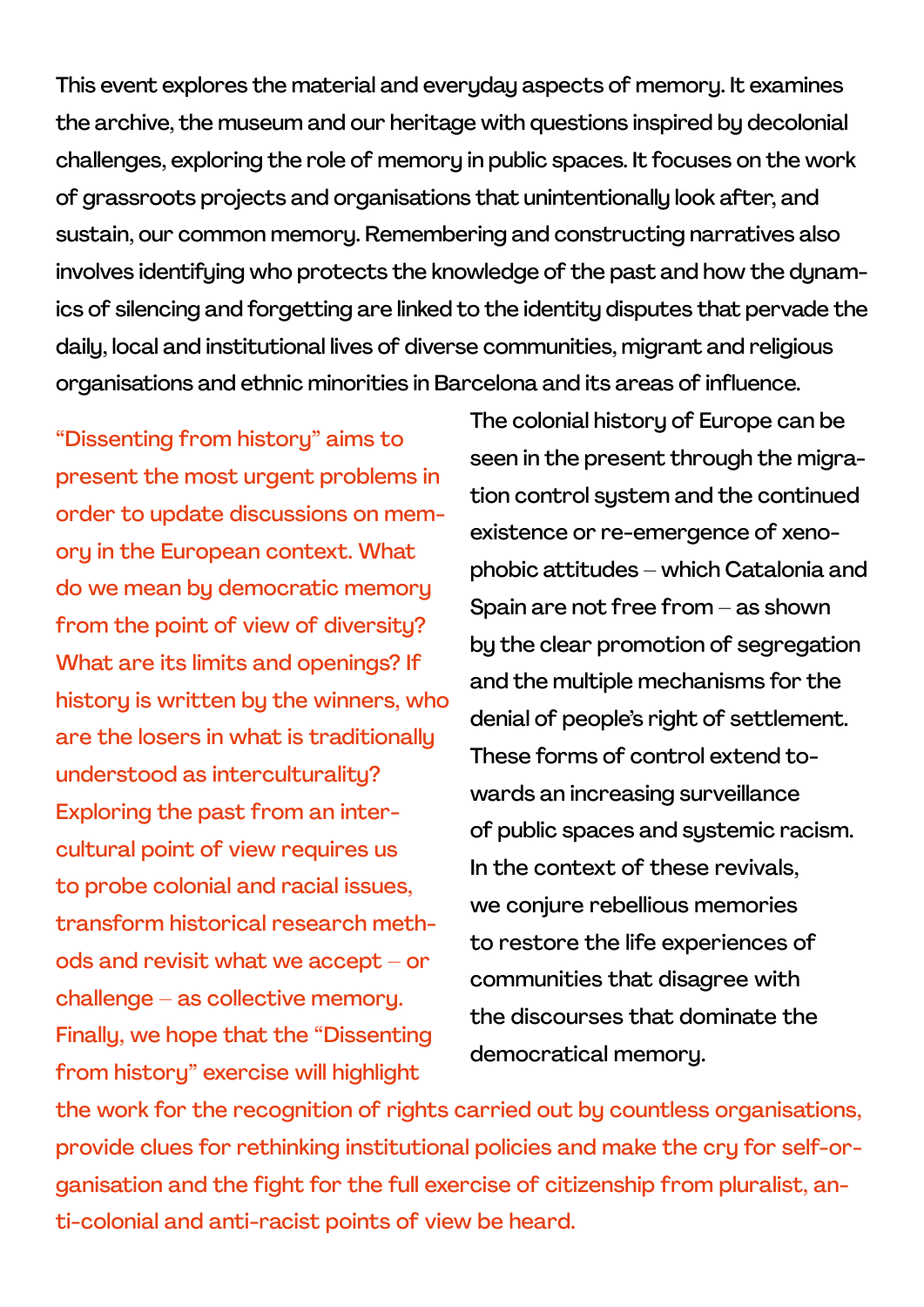This event explores the material and everyday aspects of memory. It examines the archive, the museum and our heritage with questions inspired by decolonial challenges, exploring the role of memory in public spaces. It focuses on the work of grassroots projects and organisations that unintentionally look after, and sustain, our common memory. Remembering and constructing narratives also involves identifying who protects the knowledge of the past and how the dynamics of silencing and forgetting are linked to the identity disputes that pervade the daily, local and institutional lives of diverse communities, migrant and religious organisations and ethnic minorities in Barcelona and its areas of influence.

"Dissenting from history" aims to present the most urgent problems in order to update discussions on memory in the European context. What do we mean by democratic memory from the point of view of diversity? What are its limits and openings? If history is written by the winners, who are the losers in what is traditionally understood as interculturality? Exploring the past from an intercultural point of view requires us to probe colonial and racial issues, transform historical research methods and revisit what we accept – or challenge – as collective memory. Finally, we hope that the "Dissenting from history" exercise will highlight the work for the recognition of rights carried out by countless organisations, provide clues for rethinking institutional policies and make the cry for self-organisation and the fight for the full exercise of citizenship from pluralist, anti-colonial and anti-racist points of view be heard.

The colonial history of Europe can be seen in the present through the migration control system and the continued existence or re-emergence of xenophobic attitudes – which Catalonia and Spain are not free from – as shown by the clear promotion of segregation and the multiple mechanisms for the denial of people's right of settlement. These forms of control extend towards an increasing surveillance of public spaces and systemic racism. In the context of these revivals, we conjure rebellious memories to restore the life experiences of communities that disagree with the discourses that dominate the democratical memory.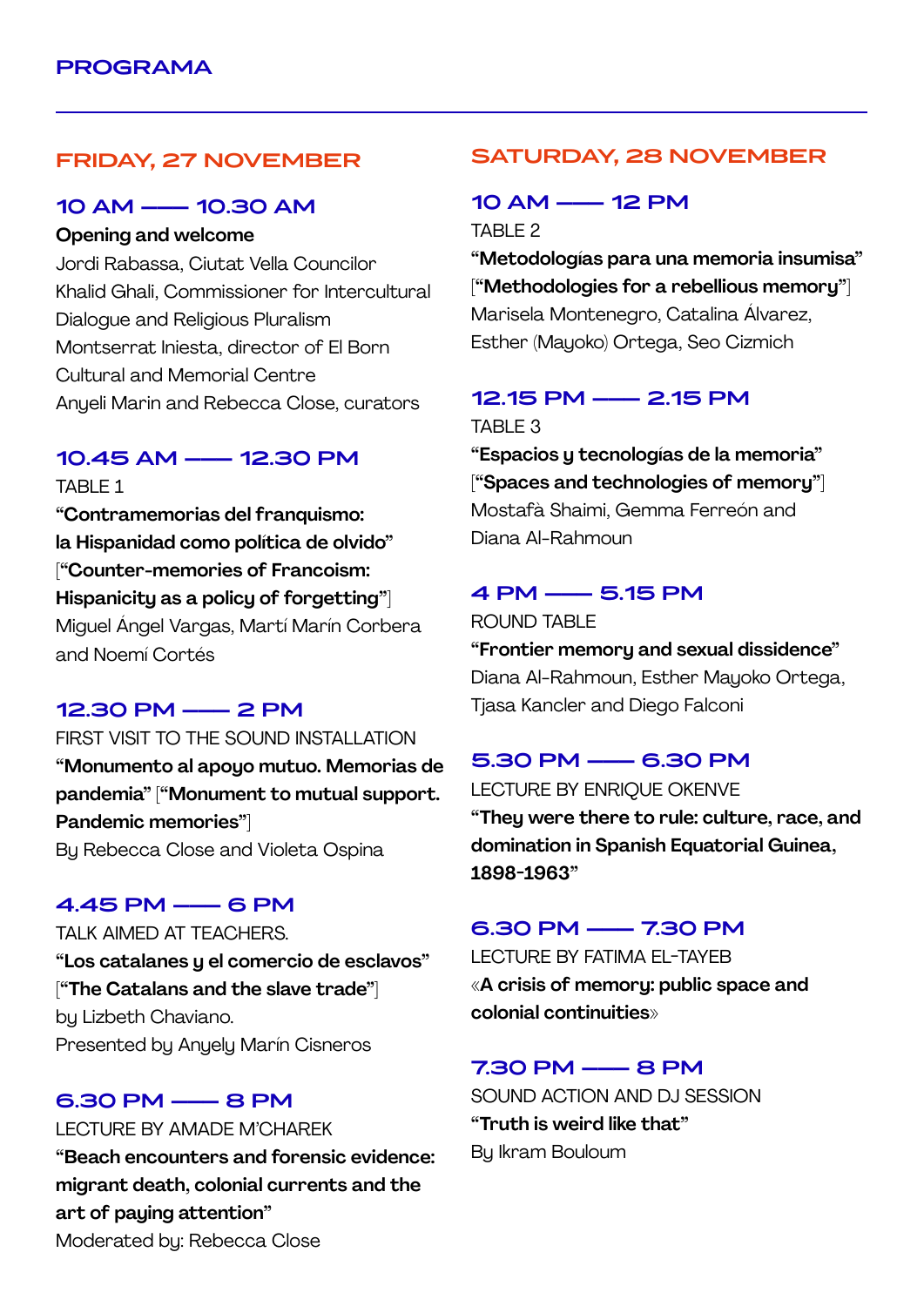# PROGRAMA

## FRIDAY, 27 NOVEMBER

### 10 AM —— 10.30 AM

**Opening and welcome**

Jordi Rabassa, Ciutat Vella Councilor
Khalid Ghali, Commissioner for Intercultural Dialogue and Religious Pluralism
Montserrat Iniesta, director of El Born Cultural and Memorial Centre
Anyeli Marin and Rebecca Close, curators

### 10.45 AM —— 12.30 PM

TABLE 1

**"Contramemorias del franquismo: la Hispanidad como política de olvido"**
[**"Counter-memories of Francoism: Hispanicity as a policy of forgetting"**]
Miguel Ángel Vargas, Martí Marín Corbera and Noemí Cortés

### 12.30 PM —— 2 PM

FIRST VISIT TO THE SOUND INSTALLATION

**"Monumento al apoyo mutuo. Memorias de pandemia"** [**"Monument to mutual support. Pandemic memories"**]
By Rebecca Close and Violeta Ospina

### 4.45 PM —— 6 PM

TALK AIMED AT TEACHERS.

**"Los catalanes y el comercio de esclavos"**
[**"The Catalans and the slave trade"**]
by Lizbeth Chaviano.
Presented by Anyely Marín Cisneros

### 6.30 PM —— 8 PM

LECTURE BY AMADE M'CHAREK

**"Beach encounters and forensic evidence: migrant death, colonial currents and the art of paying attention"**
Moderated by: Rebecca Close

## SATURDAY, 28 NOVEMBER

### 10 AM —— 12 PM

TABLE 2

**"Metodologías para una memoria insumisa"**
[**"Methodologies for a rebellious memory"**]
Marisela Montenegro, Catalina Álvarez, Esther (Mayoko) Ortega, Seo Cizmich

### 12.15 PM —— 2.15 PM

TABLE 3

**"Espacios y tecnologías de la memoria"**
[**"Spaces and technologies of memory"**]
Mostafà Shaimi, Gemma Ferreón and Diana Al-Rahmoun

### 4 PM —— 5.15 PM

ROUND TABLE

**"Frontier memory and sexual dissidence"**
Diana Al-Rahmoun, Esther Mayoko Ortega, Tjasa Kancler and Diego Falconi

### 5.30 PM —— 6.30 PM

LECTURE BY ENRIQUE OKENVE

**"They were there to rule: culture, race, and domination in Spanish Equatorial Guinea, 1898-1963"**

### 6.30 PM —— 7.30 PM

LECTURE BY FATIMA EL-TAYEB

«**A crisis of memory: public space and colonial continuities**»

### 7.30 PM —— 8 PM

SOUND ACTION AND DJ SESSION

**"Truth is weird like that"**
By Ikram Bouloum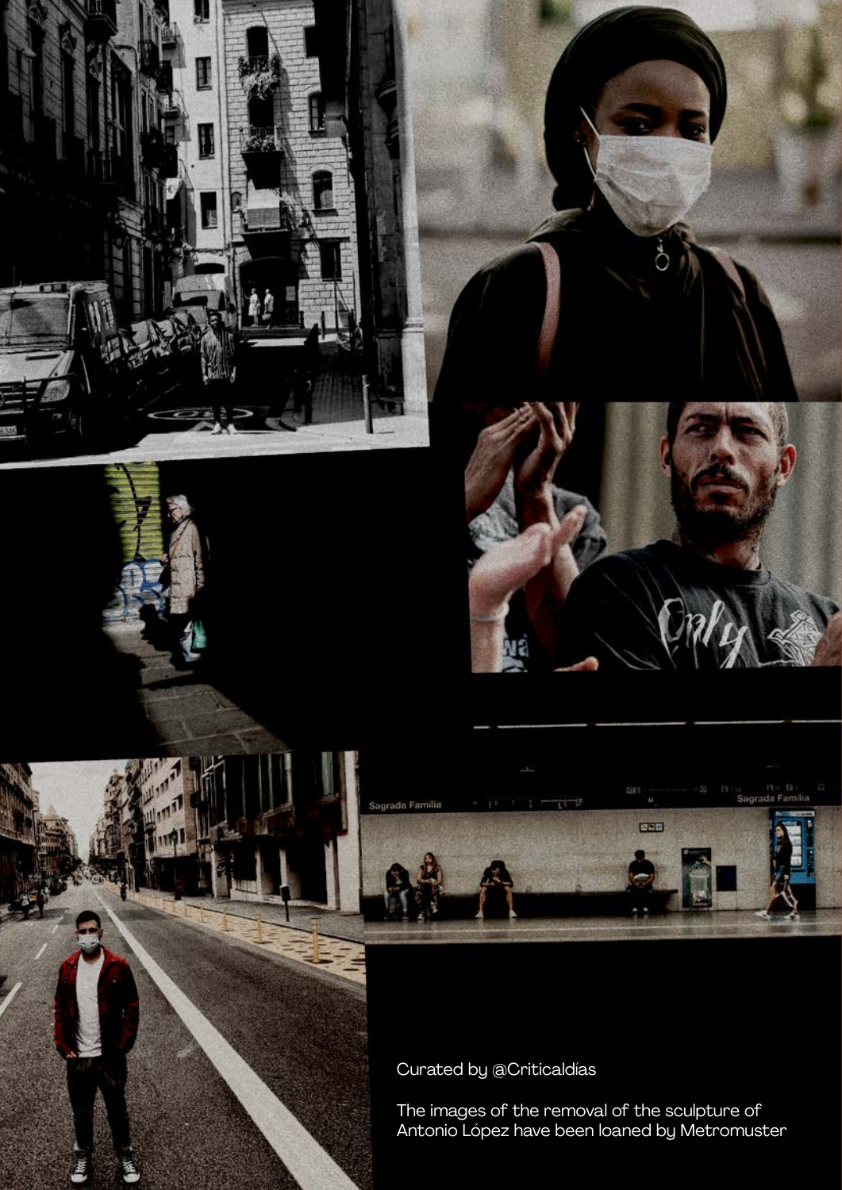Curated by @Criticaldías

The images of the removal of the sculpture of Antonio López have been loaned by Metromuster